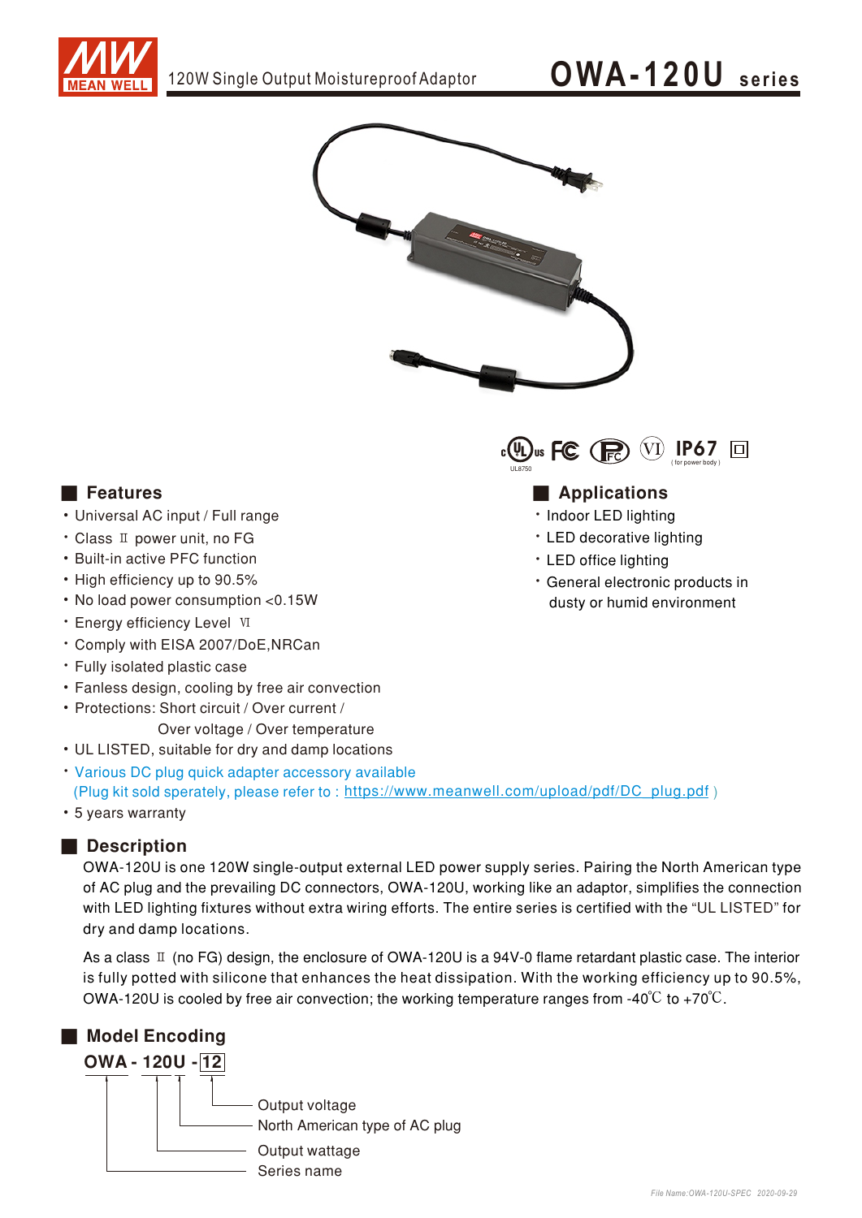# OWA-120U series

120W Single Output Moistureproof Adaptor

IP67 (for power body)

UL8750

## Features

- Universal AC input / Full range
- Class Ⅱ power unit, no FG
- Built-in active PFC function
- High efficiency up to 90.5%
- No load power consumption <0.15W
- Energy efficiency Level Ⅵ
- Comply with EISA 2007/DoE,NRCan
- Fully isolated plastic case
- Fanless design, cooling by free air convection
- Protections: Short circuit / Over current / Over voltage / Over temperature
- UL LISTED, suitable for dry and damp locations
- Various DC plug quick adapter accessory available (Plug kit sold sperately, please refer to : https://www.meanwell.com/upload/pdf/DC_plug.pdf )
- 5 years warranty

## Applications

- Indoor LED lighting
- LED decorative lighting
- LED office lighting
- General electronic products in dusty or humid environment

## Description

OWA-120U is one 120W single-output external LED power supply series. Pairing the North American type of AC plug and the prevailing DC connectors, OWA-120U, working like an adaptor, simplifies the connection with LED lighting fixtures without extra wiring efforts. The entire series is certified with the "UL LISTED" for dry and damp locations.

As a class Ⅱ (no FG) design, the enclosure of OWA-120U is a 94V-0 flame retardant plastic case. The interior is fully potted with silicone that enhances the heat dissipation. With the working efficiency up to 90.5%, OWA-120U is cooled by free air convection; the working temperature ranges from -40℃ to +70℃.

## Model Encoding

**OWA - 120U - 12**

- 12: Output voltage
- U: North American type of AC plug
- 120: Output wattage
- OWA: Series name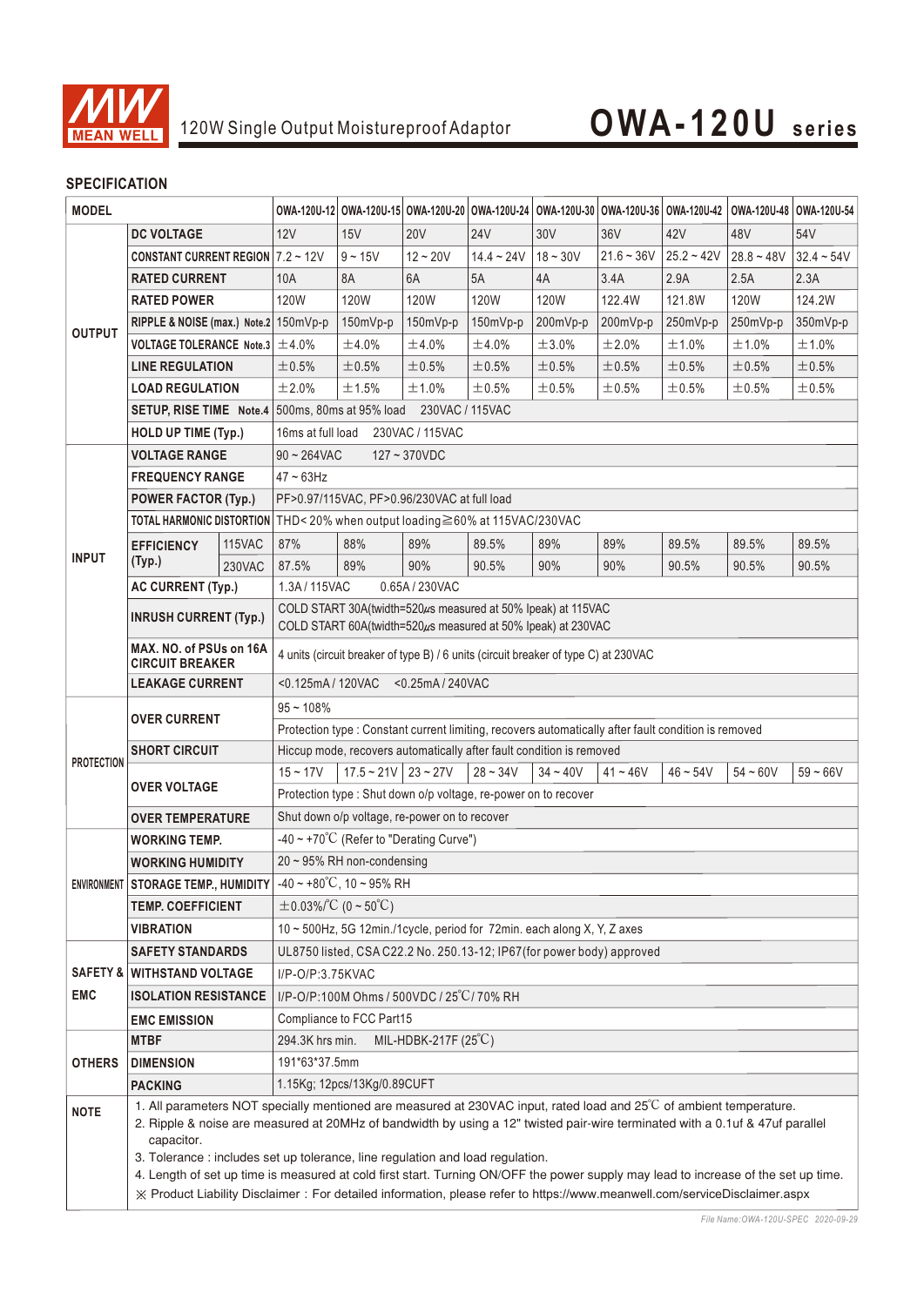# 120W Single Output Moistureproof Adaptor

## OWA-120U series

### SPECIFICATION

| MODEL | | | OWA-120U-12 | OWA-120U-15 | OWA-120U-20 | OWA-120U-24 | OWA-120U-30 | OWA-120U-36 | OWA-120U-42 | OWA-120U-48 | OWA-120U-54 |
|---|---|---|---|---|---|---|---|---|---|---|---|
| OUTPUT | DC VOLTAGE | | 12V | 15V | 20V | 24V | 30V | 36V | 42V | 48V | 54V |
| | CONSTANT CURRENT REGION | | 7.2 ~ 12V | 9 ~ 15V | 12 ~ 20V | 14.4 ~ 24V | 18 ~ 30V | 21.6 ~ 36V | 25.2 ~ 42V | 28.8 ~ 48V | 32.4 ~ 54V |
| | RATED CURRENT | | 10A | 8A | 6A | 5A | 4A | 3.4A | 2.9A | 2.5A | 2.3A |
| | RATED POWER | | 120W | 120W | 120W | 120W | 120W | 122.4W | 121.8W | 120W | 124.2W |
| | RIPPLE & NOISE (max.) Note.2 | | 150mVp-p | 150mVp-p | 150mVp-p | 150mVp-p | 200mVp-p | 200mVp-p | 250mVp-p | 250mVp-p | 350mVp-p |
| | VOLTAGE TOLERANCE Note.3 | | ±4.0% | ±4.0% | ±4.0% | ±4.0% | ±3.0% | ±2.0% | ±1.0% | ±1.0% | ±1.0% |
| | LINE REGULATION | | ±0.5% | ±0.5% | ±0.5% | ±0.5% | ±0.5% | ±0.5% | ±0.5% | ±0.5% | ±0.5% |
| | LOAD REGULATION | | ±2.0% | ±1.5% | ±1.0% | ±0.5% | ±0.5% | ±0.5% | ±0.5% | ±0.5% | ±0.5% |
| | SETUP, RISE TIME Note.4 | | 500ms, 80ms at 95% load 230VAC / 115VAC | | | | | | | | |
| | HOLD UP TIME (Typ.) | | 16ms at full load 230VAC / 115VAC | | | | | | | | |
| INPUT | VOLTAGE RANGE | | 90 ~ 264VAC 127 ~ 370VDC | | | | | | | | |
| | FREQUENCY RANGE | | 47 ~ 63Hz | | | | | | | | |
| | POWER FACTOR (Typ.) | | PF>0.97/115VAC, PF>0.96/230VAC at full load | | | | | | | | |
| | TOTAL HARMONIC DISTORTION | | THD< 20% when output loading≧60% at 115VAC/230VAC | | | | | | | | |
| | EFFICIENCY (Typ.) | 115VAC | 87% | 88% | 89% | 89.5% | 89% | 89% | 89.5% | 89.5% | 89.5% |
| | | 230VAC | 87.5% | 89% | 90% | 90.5% | 90% | 90% | 90.5% | 90.5% | 90.5% |
| | AC CURRENT (Typ.) | | 1.3A / 115VAC 0.65A / 230VAC | | | | | | | | |
| | INRUSH CURRENT (Typ.) | | COLD START 30A(twidth=520μs measured at 50% Ipeak) at 115VAC<br>COLD START 60A(twidth=520μs measured at 50% Ipeak) at 230VAC | | | | | | | | |
| | MAX. NO. of PSUs on 16A CIRCUIT BREAKER | | 4 units (circuit breaker of type B) / 6 units (circuit breaker of type C) at 230VAC | | | | | | | | |
| | LEAKAGE CURRENT | | <0.125mA / 120VAC <0.25mA / 240VAC | | | | | | | | |
| PROTECTION | OVER CURRENT | | 95 ~ 108% | | | | | | | | |
| | | | Protection type : Constant current limiting, recovers automatically after fault condition is removed | | | | | | | | |
| | SHORT CIRCUIT | | Hiccup mode, recovers automatically after fault condition is removed | | | | | | | | |
| | OVER VOLTAGE | | 15 ~ 17V | 17.5 ~ 21V | 23 ~ 27V | 28 ~ 34V | 34 ~ 40V | 41 ~ 46V | 46 ~ 54V | 54 ~ 60V | 59 ~ 66V |
| | | | Protection type : Shut down o/p voltage, re-power on to recover | | | | | | | | |
| | OVER TEMPERATURE | | Shut down o/p voltage, re-power on to recover | | | | | | | | |
| ENVIRONMENT | WORKING TEMP. | | -40 ~ +70℃ (Refer to "Derating Curve") | | | | | | | | |
| | WORKING HUMIDITY | | 20 ~ 95% RH non-condensing | | | | | | | | |
| | STORAGE TEMP., HUMIDITY | | -40 ~ +80℃, 10 ~ 95% RH | | | | | | | | |
| | TEMP. COEFFICIENT | | ±0.03%/℃ (0 ~ 50℃) | | | | | | | | |
| | VIBRATION | | 10 ~ 500Hz, 5G 12min./1cycle, period for 72min. each along X, Y, Z axes | | | | | | | | |
| SAFETY & EMC | SAFETY STANDARDS | | UL8750 listed, CSA C22.2 No. 250.13-12; IP67(for power body) approved | | | | | | | | |
| | WITHSTAND VOLTAGE | | I/P-O/P:3.75KVAC | | | | | | | | |
| | ISOLATION RESISTANCE | | I/P-O/P:100M Ohms / 500VDC / 25℃/ 70% RH | | | | | | | | |
| | EMC EMISSION | | Compliance to FCC Part15 | | | | | | | | |
| OTHERS | MTBF | | 294.3K hrs min. MIL-HDBK-217F (25℃) | | | | | | | | |
| | DIMENSION | | 191*63*37.5mm | | | | | | | | |
| | PACKING | | 1.15Kg; 12pcs/13Kg/0.89CUFT | | | | | | | | |

**NOTE**

1. All parameters NOT specially mentioned are measured at 230VAC input, rated load and 25℃ of ambient temperature.
2. Ripple & noise are measured at 20MHz of bandwidth by using a 12" twisted pair-wire terminated with a 0.1uf & 47uf parallel capacitor.
3. Tolerance : includes set up tolerance, line regulation and load regulation.
4. Length of set up time is measured at cold first start. Turning ON/OFF the power supply may lead to increase of the set up time.

※ Product Liability Disclaimer : For detailed information, please refer to https://www.meanwell.com/serviceDisclaimer.aspx

*File Name:OWA-120U-SPEC 2020-09-29*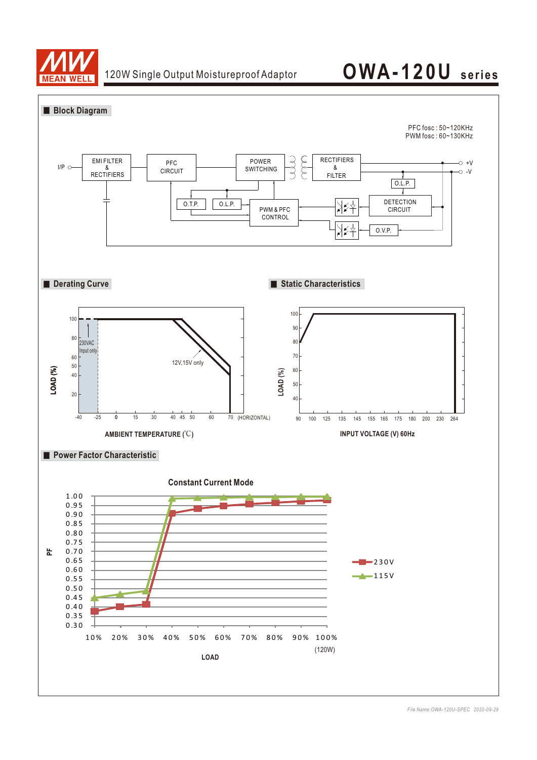## Block Diagram

PFC fosc : 50~120KHz
PWM fosc : 60~130KHz

I/P, EMI FILTER & RECTIFIERS, PFC CIRCUIT, POWER SWITCHING, RECTIFIERS & FILTER, +V, -V, O.L.P., DETECTION CIRCUIT, O.T.P., O.L.P., PWM & PFC CONTROL, O.V.P.

## Derating Curve

LOAD (%)

100, 80, 60, 50, 40, 20

230VAC Input only

12V,15V only

-40, -25, 0, 15, 30, 40, 45, 50, 60, 70 (HORIZONTAL)

AMBIENT TEMPERATURE (℃)

## Static Characteristics

LOAD (%)

100, 90, 80, 70, 60, 50, 40

90, 100, 125, 135, 145, 155, 165, 175, 180, 200, 230, 264

INPUT VOLTAGE (V) 60Hz

## Power Factor Characteristic

**Constant Current Mode**

PF

1.00, 0.95, 0.90, 0.85, 0.80, 0.75, 0.70, 0.65, 0.60, 0.55, 0.50, 0.45, 0.40, 0.35, 0.30

10%, 20%, 30%, 40%, 50%, 60%, 70%, 80%, 90%, 100% (120W)

LOAD

230V

115V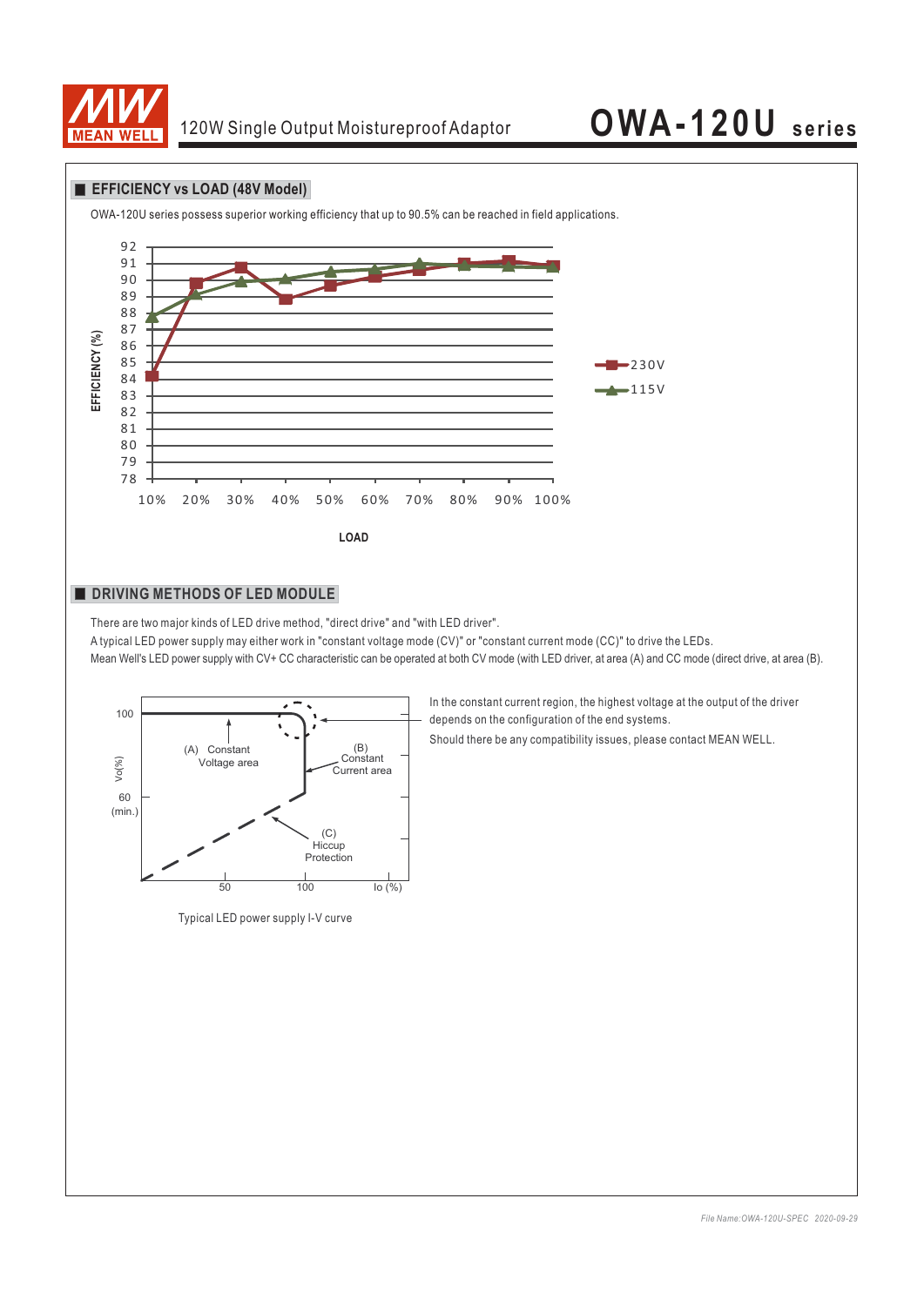## EFFICIENCY vs LOAD (48V Model)

OWA-120U series possess superior working efficiency that up to 90.5% can be reached in field applications.

EFFICIENCY (%)

92
91
90
89
88
87
86
85
84
83
82
81
80
79
78

10% 20% 30% 40% 50% 60% 70% 80% 90% 100%

LOAD

230V
115V

## DRIVING METHODS OF LED MODULE

There are two major kinds of LED drive method, "direct drive" and "with LED driver".

A typical LED power supply may either work in "constant voltage mode (CV)" or "constant current mode (CC)" to drive the LEDs.

Mean Well's LED power supply with CV+ CC characteristic can be operated at both CV mode (with LED driver, at area (A) and CC mode (direct drive, at area (B).

Vo(%)
100
60 (min.)
(A) Constant Voltage area
(B) Constant Current area
(C) Hiccup Protection
50 100 Io (%)

Typical LED power supply I-V curve

In the constant current region, the highest voltage at the output of the driver depends on the configuration of the end systems.

Should there be any compatibility issues, please contact MEAN WELL.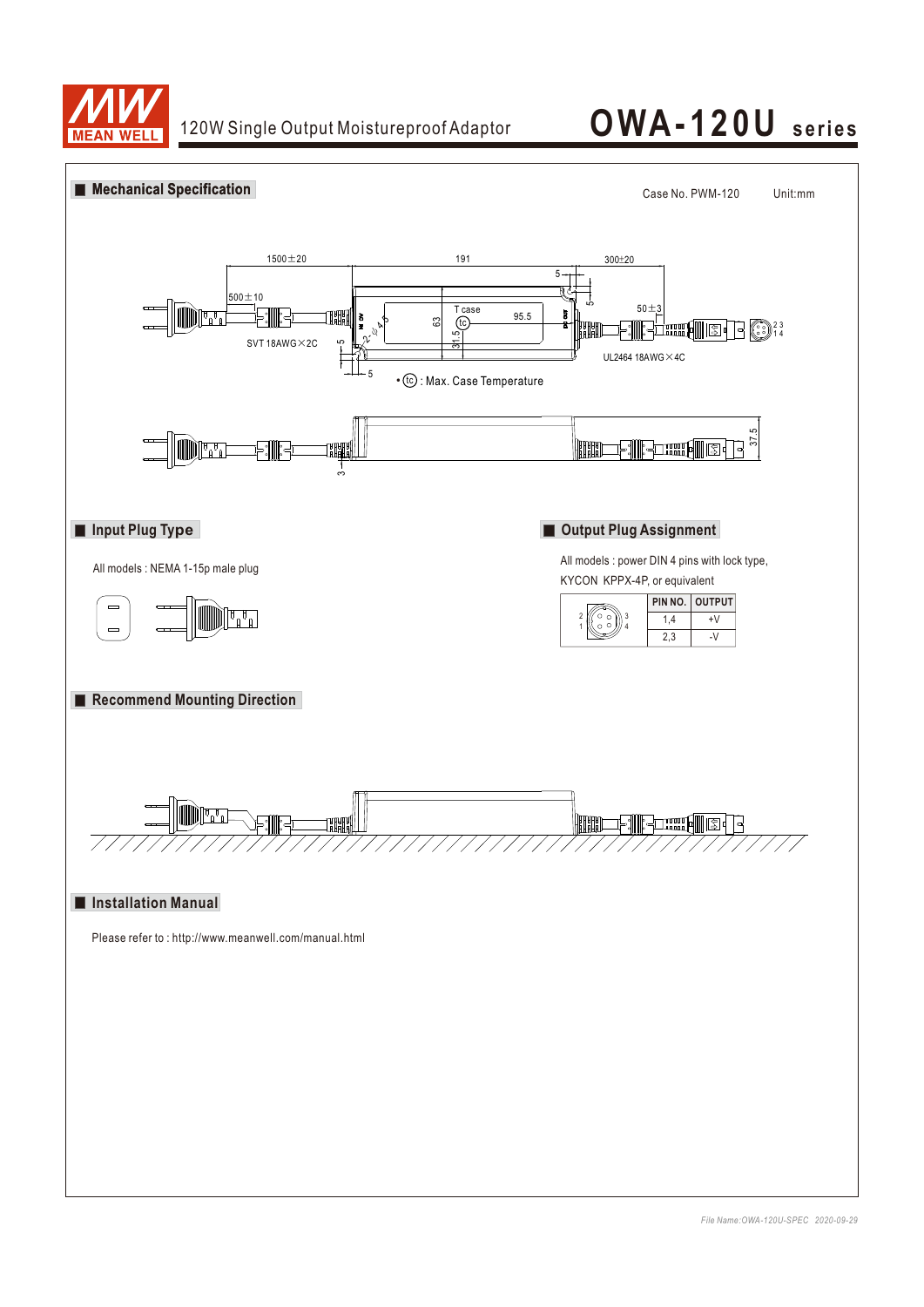## Mechanical Specification

Case No. PWM-120 Unit:mm

1500±20
191
300±20
500±10
5
5
50±3
T case
95.5
63
31.5
2-φ4.5
5
SVT 18AWG×2C
UL2464 18AWG×4C
5
• (tc) : Max. Case Temperature
37.5
3

## Input Plug Type

All models : NEMA 1-15p male plug

## Output Plug Assignment

All models : power DIN 4 pins with lock type, KYCON KPPX-4P, or equivalent

| PIN NO. | OUTPUT |
|---|---|
| 1,4 | +V |
| 2,3 | -V |

## Recommend Mounting Direction

## Installation Manual

Please refer to : http://www.meanwell.com/manual.html